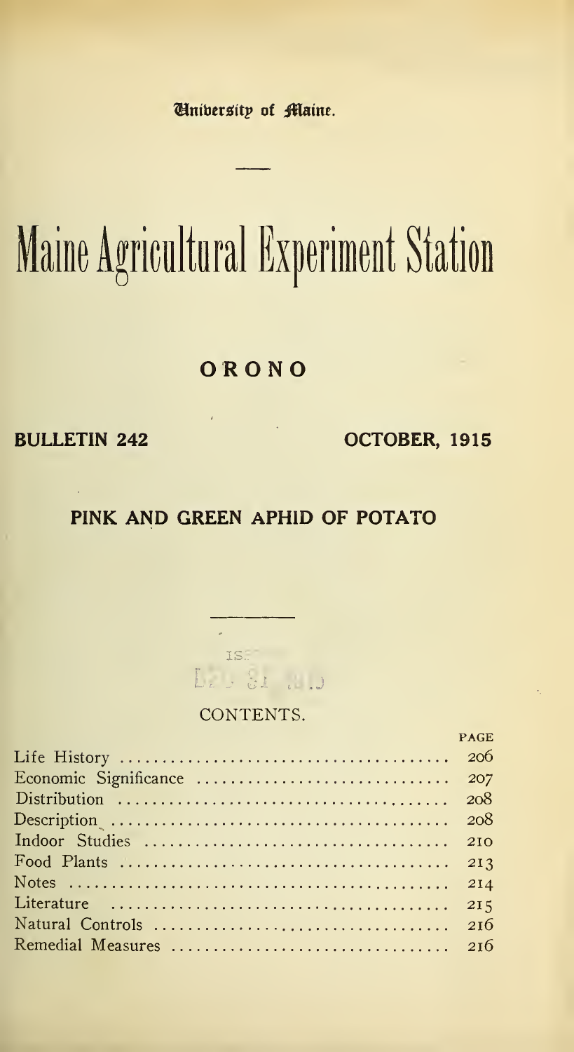University of Maine.

# Maine Agricultural Experiment Station

## ORONO

**BULLETIN 242** **OCTOBER, 1915**

## PINK AND GREEN APHID OF POTATO

CONTENTS.

| | PAGE |
|---|---|
| Life History | 206 |
| Economic Significance | 207 |
| Distribution | 208 |
| Description | 208 |
| Indoor Studies | 210 |
| Food Plants | 213 |
| Notes | 214 |
| Literature | 215 |
| Natural Controls | 216 |
| Remedial Measures | 216 |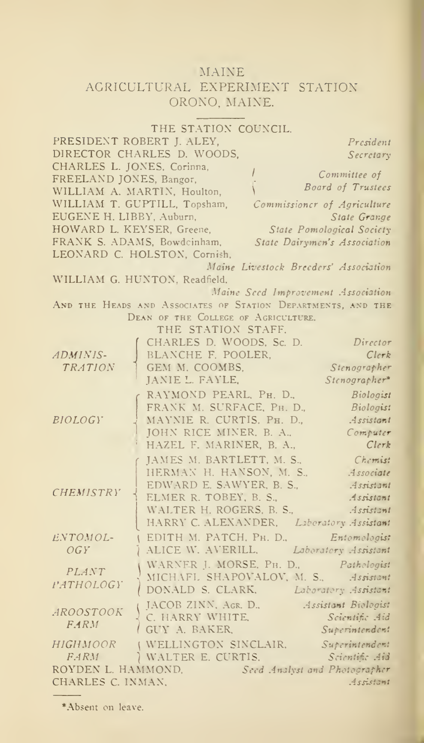# MAINE AGRICULTURAL EXPERIMENT STATION

## ORONO, MAINE.

### THE STATION COUNCIL.

| | |
|---|---|
| PRESIDENT ROBERT J. ALEY, | *President* |
| DIRECTOR CHARLES D. WOODS, | *Secretary* |
| CHARLES L. JONES, Corinna, | *Committee of Board of Trustees* |
| FREELAND JONES, Bangor, | |
| WILLIAM A. MARTIN, Houlton, | |
| WILLIAM T. GUPTILL, Topsham, | *Commissioner of Agriculture* |
| EUGENE H. LIBBY, Auburn, | *State Grange* |
| HOWARD L. KEYSER, Greene, | *State Pomological Society* |
| FRANK S. ADAMS, Bowdoinham, | *State Dairymen's Association* |
| LEONARD C. HOLSTON, Cornish, | *Maine Livestock Breeders' Association* |
| WILLIAM G. HUNTON, Readfield, | *Maine Seed Improvement Association* |

AND THE HEADS AND ASSOCIATES OF STATION DEPARTMENTS, AND THE DEAN OF THE COLLEGE OF AGRICULTURE.

### THE STATION STAFF.

| | | |
|---|---|---|
| *ADMINISTRATION* | CHARLES D. WOODS, Sc. D. | *Director* |
| | BLANCHE F. POOLER, | *Clerk* |
| | GEM M. COOMBS, | *Stenographer* |
| | JANIE L. FAYLE, | *Stenographer** |
| *BIOLOGY* | RAYMOND PEARL, Ph. D., | *Biologist* |
| | FRANK M. SURFACE, Ph. D., | *Biologist* |
| | MAYNIE R. CURTIS, Ph. D., | *Assistant* |
| | JOHN RICE MINER, B. A., | *Computer* |
| | HAZEL F. MARINER, B. A., | *Clerk* |
| *CHEMISTRY* | JAMES M. BARTLETT, M. S., | *Chemist* |
| | HERMAN H. HANSON, M. S., | *Associate* |
| | EDWARD E. SAWYER, B. S., | *Assistant* |
| | ELMER R. TOBEY, B. S., | *Assistant* |
| | WALTER H. ROGERS, B. S., | *Assistant* |
| | HARRY C. ALEXANDER, | *Laboratory Assistant* |
| *ENTOMOLOGY* | EDITH M. PATCH, Ph. D., | *Entomologist* |
| | ALICE W. AVERILL, | *Laboratory Assistant* |
| *PLANT PATHOLOGY* | WARNER J. MORSE, Ph. D., | *Pathologist* |
| | MICHAEL SHAPOVALOV, M. S., | *Assistant* |
| | DONALD S. CLARK, | *Laboratory Assistant* |
| *AROOSTOOK FARM* | JACOB ZINN, Agr. D., | *Assistant Biologist* |
| | C. HARRY WHITE, | *Scientific Aid* |
| | GUY A. BAKER, | *Superintendent* |
| *HIGHMOOR FARM* | WELLINGTON SINCLAIR, | *Superintendent* |
| | WALTER E. CURTIS, | *Scientific Aid* |
| | ROYDEN L. HAMMOND, | *Seed Analyst and Photographer* |
| | CHARLES C. INMAN, | *Assistant* |

*Absent on leave.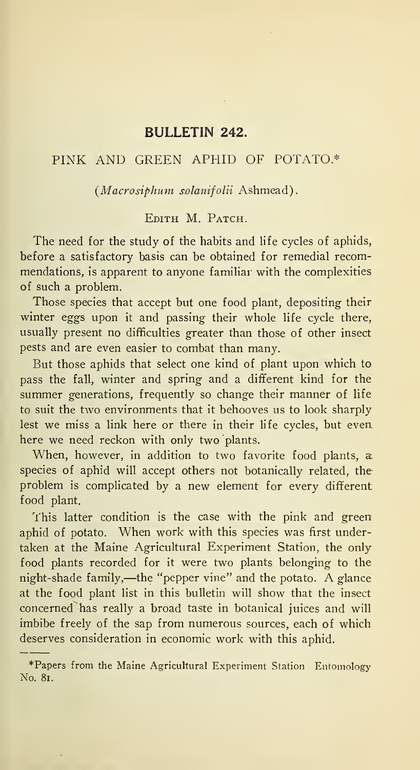## BULLETIN 242.

### PINK AND GREEN APHID OF POTATO.*

(*Macrosiphum solanifolii* Ashmead).

Edith M. Patch.

The need for the study of the habits and life cycles of aphids, before a satisfactory basis can be obtained for remedial recommendations, is apparent to anyone familiar with the complexities of such a problem.

Those species that accept but one food plant, depositing their winter eggs upon it and passing their whole life cycle there, usually present no difficulties greater than those of other insect pests and are even easier to combat than many.

But those aphids that select one kind of plant upon which to pass the fall, winter and spring and a different kind for the summer generations, frequently so change their manner of life to suit the two environments that it behooves us to look sharply lest we miss a link here or there in their life cycles, but even here we need reckon with only two plants.

When, however, in addition to two favorite food plants, a species of aphid will accept others not botanically related, the problem is complicated by a new element for every different food plant.

This latter condition is the case with the pink and green aphid of potato. When work with this species was first undertaken at the Maine Agricultural Experiment Station, the only food plants recorded for it were two plants belonging to the night-shade family,—the "pepper vine" and the potato. A glance at the food plant list in this bulletin will show that the insect concerned has really a broad taste in botanical juices and will imbibe freely of the sap from numerous sources, each of which deserves consideration in economic work with this aphid.

---

*Papers from the Maine Agricultural Experiment Station Entomology No. 81.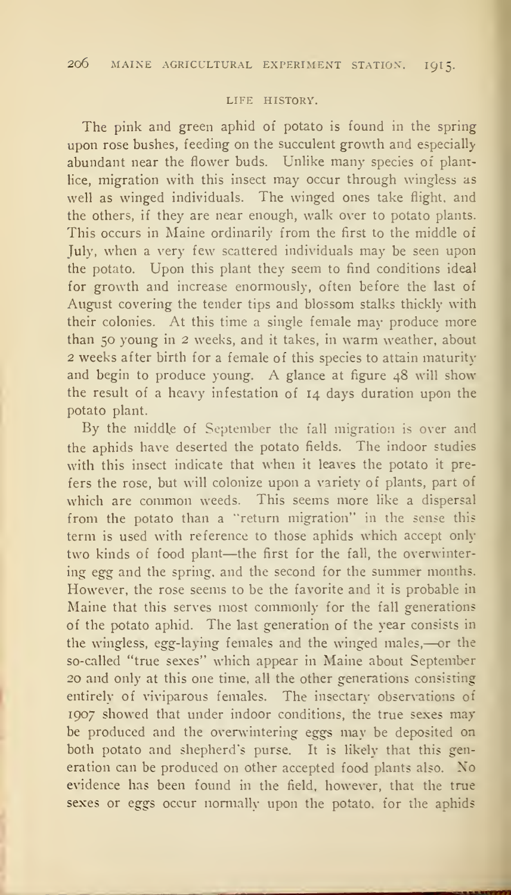## LIFE HISTORY.

The pink and green aphid of potato is found in the spring upon rose bushes, feeding on the succulent growth and especially abundant near the flower buds. Unlike many species of plant-lice, migration with this insect may occur through wingless as well as winged individuals. The winged ones take flight, and the others, if they are near enough, walk over to potato plants. This occurs in Maine ordinarily from the first to the middle of July, when a very few scattered individuals may be seen upon the potato. Upon this plant they seem to find conditions ideal for growth and increase enormously, often before the last of August covering the tender tips and blossom stalks thickly with their colonies. At this time a single female may produce more than 50 young in 2 weeks, and it takes, in warm weather, about 2 weeks after birth for a female of this species to attain maturity and begin to produce young. A glance at figure 48 will show the result of a heavy infestation of 14 days duration upon the potato plant.

By the middle of September the fall migration is over and the aphids have deserted the potato fields. The indoor studies with this insect indicate that when it leaves the potato it prefers the rose, but will colonize upon a variety of plants, part of which are common weeds. This seems more like a dispersal from the potato than a "return migration" in the sense this term is used with reference to those aphids which accept only two kinds of food plant—the first for the fall, the overwintering egg and the spring, and the second for the summer months. However, the rose seems to be the favorite and it is probable in Maine that this serves most commonly for the fall generations of the potato aphid. The last generation of the year consists in the wingless, egg-laying females and the winged males,—or the so-called "true sexes" which appear in Maine about September 20 and only at this one time, all the other generations consisting entirely of viviparous females. The insectary observations of 1907 showed that under indoor conditions, the true sexes may be produced and the overwintering eggs may be deposited on both potato and shepherd's purse. It is likely that this generation can be produced on other accepted food plants also. No evidence has been found in the field, however, that the true sexes or eggs occur normally upon the potato, for the aphids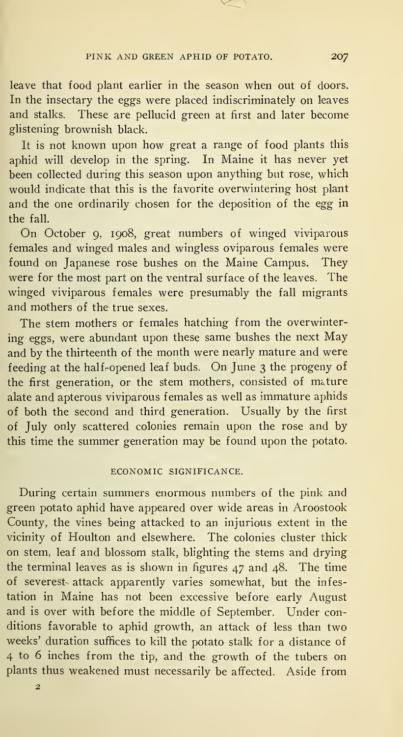leave that food plant earlier in the season when out of doors. In the insectary the eggs were placed indiscriminately on leaves and stalks. These are pellucid green at first and later become glistening brownish black.

It is not known upon how great a range of food plants this aphid will develop in the spring. In Maine it has never yet been collected during this season upon anything but rose, which would indicate that this is the favorite overwintering host plant and the one ordinarily chosen for the deposition of the egg in the fall.

On October 9, 1908, great numbers of winged viviparous females and winged males and wingless oviparous females were found on Japanese rose bushes on the Maine Campus. They were for the most part on the ventral surface of the leaves. The winged viviparous females were presumably the fall migrants and mothers of the true sexes.

The stem mothers or females hatching from the overwintering eggs, were abundant upon these same bushes the next May and by the thirteenth of the month were nearly mature and were feeding at the half-opened leaf buds. On June 3 the progeny of the first generation, or the stem mothers, consisted of mature alate and apterous viviparous females as well as immature aphids of both the second and third generation. Usually by the first of July only scattered colonies remain upon the rose and by this time the summer generation may be found upon the potato.

## ECONOMIC SIGNIFICANCE.

During certain summers enormous numbers of the pink and green potato aphid have appeared over wide areas in Aroostook County, the vines being attacked to an injurious extent in the vicinity of Houlton and elsewhere. The colonies cluster thick on stem, leaf and blossom stalk, blighting the stems and drying the terminal leaves as is shown in figures 47 and 48. The time of severest attack apparently varies somewhat, but the infestation in Maine has not been excessive before early August and is over with before the middle of September. Under conditions favorable to aphid growth, an attack of less than two weeks' duration suffices to kill the potato stalk for a distance of 4 to 6 inches from the tip, and the growth of the tubers on plants thus weakened must necessarily be affected. Aside from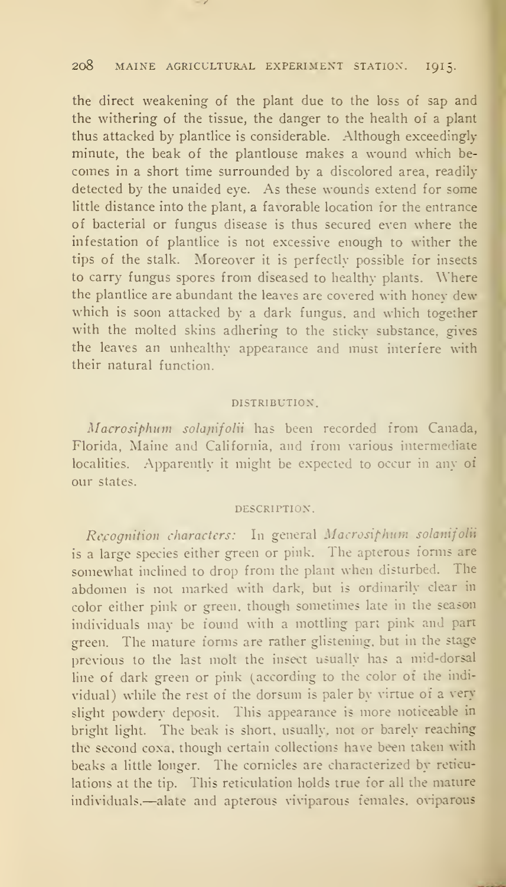the direct weakening of the plant due to the loss of sap and the withering of the tissue, the danger to the health of a plant thus attacked by plantlice is considerable. Although exceedingly minute, the beak of the plantlouse makes a wound which becomes in a short time surrounded by a discolored area, readily detected by the unaided eye. As these wounds extend for some little distance into the plant, a favorable location for the entrance of bacterial or fungus disease is thus secured even where the infestation of plantlice is not excessive enough to wither the tips of the stalk. Moreover it is perfectly possible for insects to carry fungus spores from diseased to healthy plants. Where the plantlice are abundant the leaves are covered with honey dew which is soon attacked by a dark fungus, and which together with the molted skins adhering to the sticky substance, gives the leaves an unhealthy appearance and must interfere with their natural function.

## DISTRIBUTION.

*Macrosiphum solanifolii* has been recorded from Canada, Florida, Maine and California, and from various intermediate localities. Apparently it might be expected to occur in any of our states.

## DESCRIPTION.

*Recognition characters:* In general *Macrosiphum solanifolii* is a large species either green or pink. The apterous forms are somewhat inclined to drop from the plant when disturbed. The abdomen is not marked with dark, but is ordinarily clear in color either pink or green, though sometimes late in the season individuals may be found with a mottling part pink and part green. The mature forms are rather glistening, but in the stage previous to the last molt the insect usually has a mid-dorsal line of dark green or pink (according to the color of the individual) while the rest of the dorsum is paler by virtue of a very slight powdery deposit. This appearance is more noticeable in bright light. The beak is short, usually, not or barely reaching the second coxa, though certain collections have been taken with beaks a little longer. The cornicles are characterized by reticulations at the tip. This reticulation holds true for all the mature individuals,—alate and apterous viviparous females, oviparous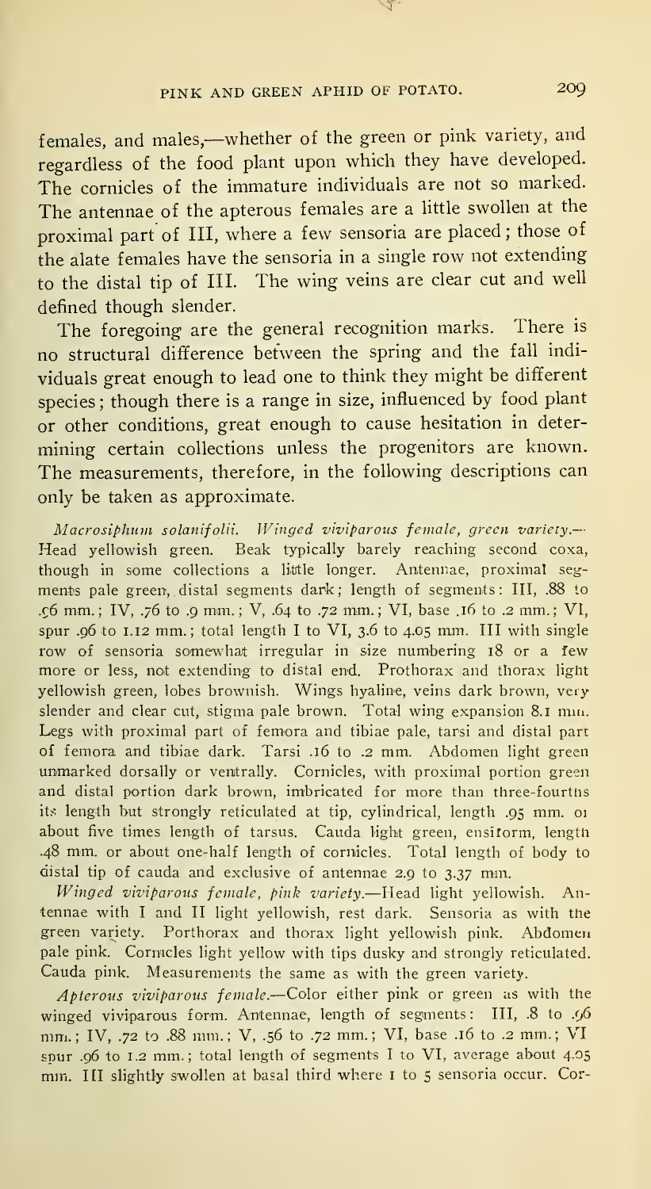females, and males,—whether of the green or pink variety, and regardless of the food plant upon which they have developed. The cornicles of the immature individuals are not so marked. The antennae of the apterous females are a little swollen at the proximal part of III, where a few sensoria are placed; those of the alate females have the sensoria in a single row not extending to the distal tip of III. The wing veins are clear cut and well defined though slender.

The foregoing are the general recognition marks. There is no structural difference between the spring and the fall individuals great enough to lead one to think they might be different species; though there is a range in size, influenced by food plant or other conditions, great enough to cause hesitation in determining certain collections unless the progenitors are known. The measurements, therefore, in the following descriptions can only be taken as approximate.

*Macrosiphum solanifolii. Winged viviparous female, green variety.*—Head yellowish green. Beak typically barely reaching second coxa, though in some collections a little longer. Antennae, proximal segments pale green, distal segments dark; length of segments: III, .88 to .96 mm.; IV, .76 to .9 mm.; V, .64 to .72 mm.; VI, base .16 to .2 mm.; VI, spur .96 to 1.12 mm.; total length I to VI, 3.6 to 4.05 mm. III with single row of sensoria somewhat irregular in size numbering 18 or a few more or less, not extending to distal end. Prothorax and thorax light yellowish green, lobes brownish. Wings hyaline, veins dark brown, very slender and clear cut, stigma pale brown. Total wing expansion 8.1 mm. Legs with proximal part of femora and tibiae pale, tarsi and distal part of femora and tibiae dark. Tarsi .16 to .2 mm. Abdomen light green unmarked dorsally or ventrally. Cornicles, with proximal portion green and distal portion dark brown, imbricated for more than three-fourths its length but strongly reticulated at tip, cylindrical, length .95 mm. or about five times length of tarsus. Cauda light green, ensiform, length .48 mm. or about one-half length of cornicles. Total length of body to distal tip of cauda and exclusive of antennae 2.9 to 3.37 mm.

*Winged viviparous female, pink variety.*—Head light yellowish. Antennae with I and II light yellowish, rest dark. Sensoria as with the green variety. Porthorax and thorax light yellowish pink. Abdomen pale pink. Cornicles light yellow with tips dusky and strongly reticulated. Cauda pink. Measurements the same as with the green variety.

*Apterous viviparous female.*—Color either pink or green as with the winged viviparous form. Antennae, length of segments: III, .8 to .96 mm.; IV, .72 to .88 mm.; V, .56 to .72 mm.; VI, base .16 to .2 mm.; VI spur .96 to 1.2 mm.; total length of segments I to VI, average about 4.05 mm. III slightly swollen at basal third where 1 to 5 sensoria occur. Cor-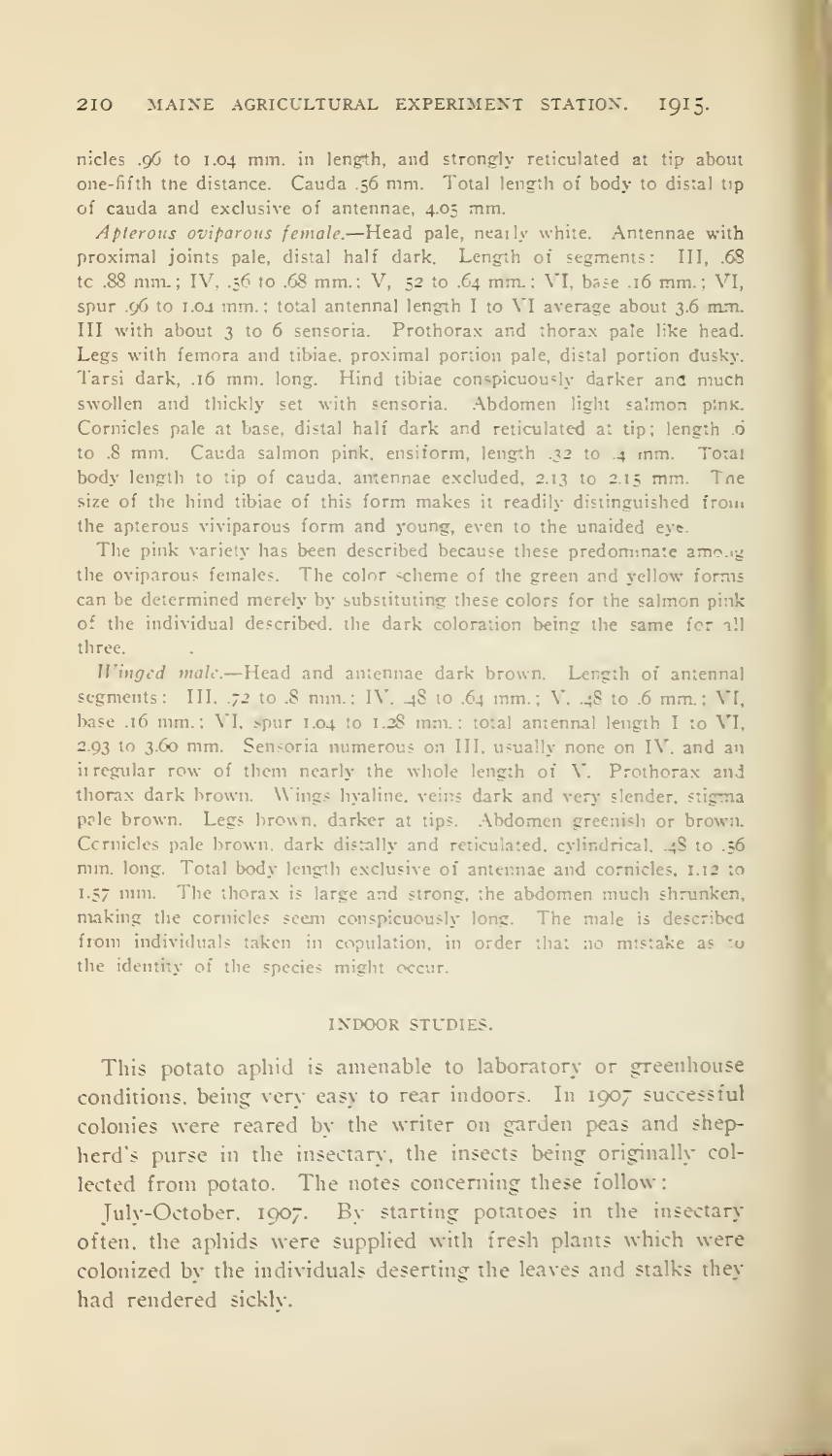nicles .96 to 1.04 mm. in length, and strongly reticulated at tip about one-fifth the distance. Cauda .56 mm. Total length of body to distal tip of cauda and exclusive of antennae, 4.05 mm.

*Apterous oviparous female.*—Head pale, nearly white. Antennae with proximal joints pale, distal half dark. Length of segments: III, .68 to .88 mm.; IV, .56 to .68 mm.; V, .52 to .64 mm.; VI, base .16 mm.; VI, spur .96 to 1.04 mm.; total antennal length I to VI average about 3.6 mm. III with about 3 to 6 sensoria. Prothorax and thorax pale like head. Legs with femora and tibiae, proximal portion pale, distal portion dusky. Tarsi dark, .16 mm. long. Hind tibiae conspicuously darker and much swollen and thickly set with sensoria. Abdomen light salmon pink. Cornicles pale at base, distal half dark and reticulated at tip; length .6 to .8 mm. Cauda salmon pink, ensiform, length .32 to .4 mm. Total body length to tip of cauda, antennae excluded, 2.13 to 2.15 mm. The size of the hind tibiae of this form makes it readily distinguished from the apterous viviparous form and young, even to the unaided eye.

The pink variety has been described because these predominate among the oviparous females. The color scheme of the green and yellow forms can be determined merely by substituting these colors for the salmon pink of the individual described, the dark coloration being the same for all three.

*Winged male.*—Head and antennae dark brown. Length of antennal segments: III, .72 to .8 mm.; IV, .48 to .64 mm.; V, .48 to .6 mm.; VI, base .16 mm.; VI, spur 1.04 to 1.28 mm.; total antennal length I to VI, 2.93 to 3.60 mm. Sensoria numerous on III, usually none on IV, and an irregular row of them nearly the whole length of V. Prothorax and thorax dark brown. Wings hyaline, veins dark and very slender, stigma pale brown. Legs brown, darker at tips. Abdomen greenish or brown. Cornicles pale brown, dark distally and reticulated, cylindrical, .48 to .56 mm. long. Total body length exclusive of antennae and cornicles, 1.12 to 1.57 mm. The thorax is large and strong, the abdomen much shrunken, making the cornicles seem conspicuously long. The male is described from individuals taken in copulation, in order that no mistake as to the identity of the species might occur.

## INDOOR STUDIES.

This potato aphid is amenable to laboratory or greenhouse conditions, being very easy to rear indoors. In 1907 successful colonies were reared by the writer on garden peas and shepherd's purse in the insectary, the insects being originally collected from potato. The notes concerning these follow:

July-October, 1907. By starting potatoes in the insectary often, the aphids were supplied with fresh plants which were colonized by the individuals deserting the leaves and stalks they had rendered sickly.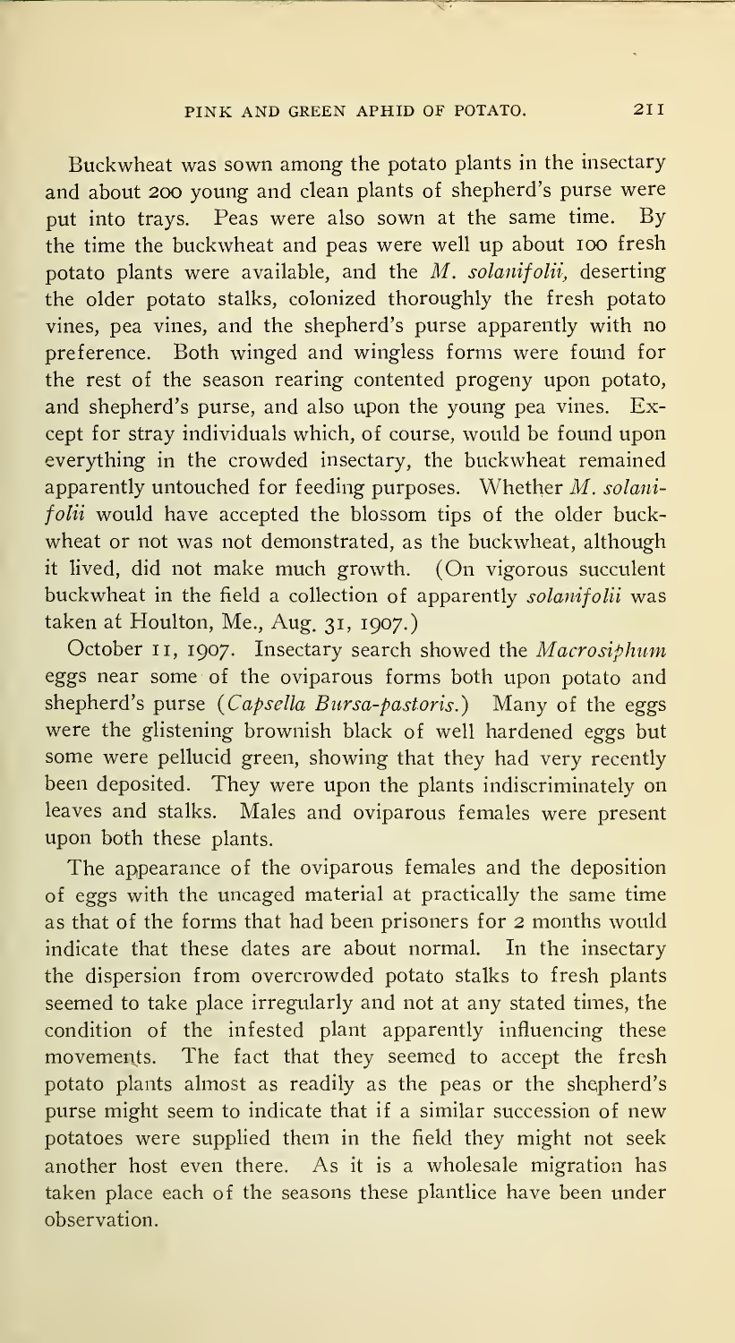Buckwheat was sown among the potato plants in the insectary and about 200 young and clean plants of shepherd's purse were put into trays. Peas were also sown at the same time. By the time the buckwheat and peas were well up about 100 fresh potato plants were available, and the *M. solanifolii*, deserting the older potato stalks, colonized thoroughly the fresh potato vines, pea vines, and the shepherd's purse apparently with no preference. Both winged and wingless forms were found for the rest of the season rearing contented progeny upon potato, and shepherd's purse, and also upon the young pea vines. Except for stray individuals which, of course, would be found upon everything in the crowded insectary, the buckwheat remained apparently untouched for feeding purposes. Whether *M. solanifolii* would have accepted the blossom tips of the older buckwheat or not was not demonstrated, as the buckwheat, although it lived, did not make much growth. (On vigorous succulent buckwheat in the field a collection of apparently *solanifolii* was taken at Houlton, Me., Aug. 31, 1907.)

October 11, 1907. Insectary search showed the *Macrosiphum* eggs near some of the oviparous forms both upon potato and shepherd's purse (*Capsella Bursa-pastoris.*) Many of the eggs were the glistening brownish black of well hardened eggs but some were pellucid green, showing that they had very recently been deposited. They were upon the plants indiscriminately on leaves and stalks. Males and oviparous females were present upon both these plants.

The appearance of the oviparous females and the deposition of eggs with the uncaged material at practically the same time as that of the forms that had been prisoners for 2 months would indicate that these dates are about normal. In the insectary the dispersion from overcrowded potato stalks to fresh plants seemed to take place irregularly and not at any stated times, the condition of the infested plant apparently influencing these movements. The fact that they seemed to accept the fresh potato plants almost as readily as the peas or the shepherd's purse might seem to indicate that if a similar succession of new potatoes were supplied them in the field they might not seek another host even there. As it is a wholesale migration has taken place each of the seasons these plantlice have been under observation.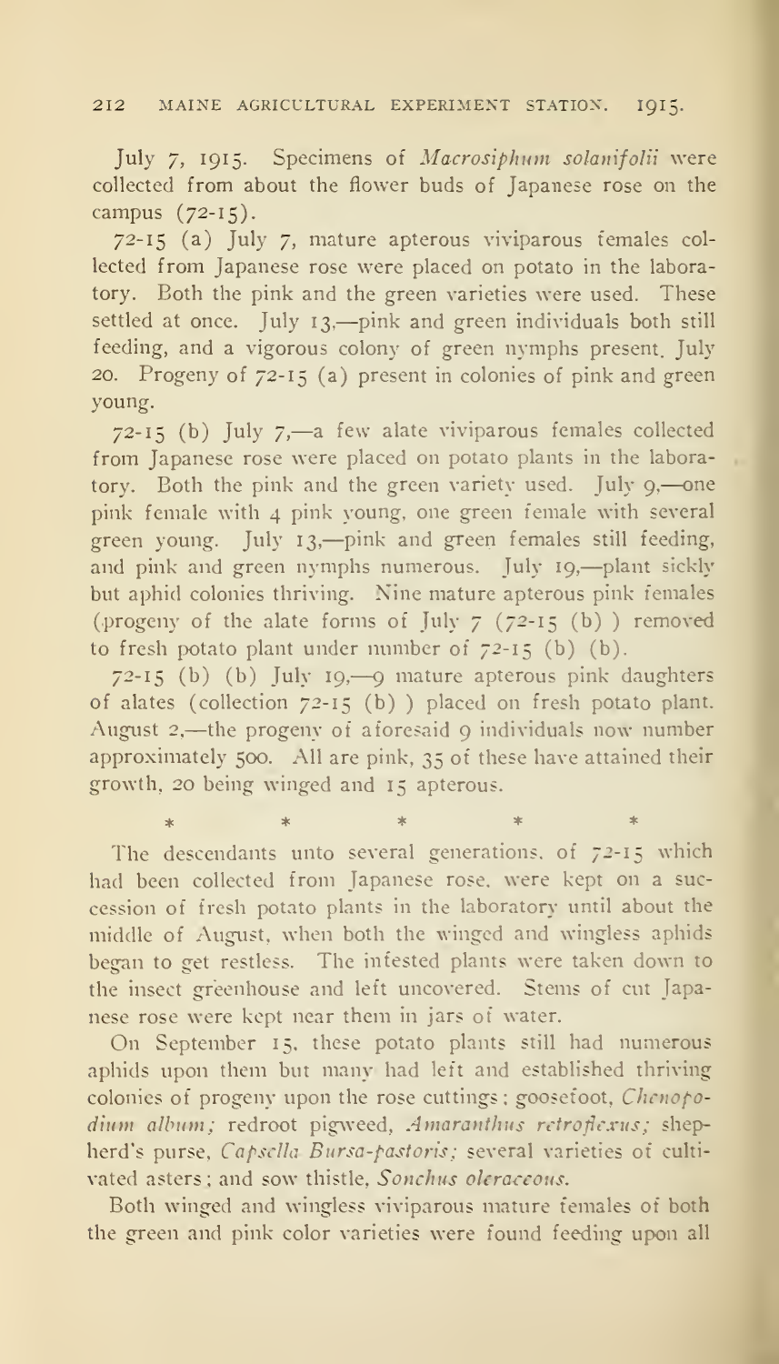July 7, 1915. Specimens of *Macrosiphum solanifolii* were collected from about the flower buds of Japanese rose on the campus (72-15).

72-15 (a) July 7, mature apterous viviparous females collected from Japanese rose were placed on potato in the laboratory. Both the pink and the green varieties were used. These settled at once. July 13,—pink and green individuals both still feeding, and a vigorous colony of green nymphs present. July 20. Progeny of 72-15 (a) present in colonies of pink and green young.

72-15 (b) July 7,—a few alate viviparous females collected from Japanese rose were placed on potato plants in the laboratory. Both the pink and the green variety used. July 9,—one pink female with 4 pink young, one green female with several green young. July 13,—pink and green females still feeding, and pink and green nymphs numerous. July 19,—plant sickly but aphid colonies thriving. Nine mature apterous pink females (progeny of the alate forms of July 7 (72-15 (b) ) removed to fresh potato plant under number of 72-15 (b) (b).

72-15 (b) (b) July 19,—9 mature apterous pink daughters of alates (collection 72-15 (b) ) placed on fresh potato plant. August 2,—the progeny of aforesaid 9 individuals now number approximately 500. All are pink, 35 of these have attained their growth, 20 being winged and 15 apterous.

\* \* \* \* \*

The descendants unto several generations, of 72-15 which had been collected from Japanese rose, were kept on a succession of fresh potato plants in the laboratory until about the middle of August, when both the winged and wingless aphids began to get restless. The infested plants were taken down to the insect greenhouse and left uncovered. Stems of cut Japanese rose were kept near them in jars of water.

On September 15, these potato plants still had numerous aphids upon them but many had left and established thriving colonies of progeny upon the rose cuttings; goosefoot, *Chenopodium album;* redroot pigweed, *Amaranthus retroflexus;* shepherd's purse, *Capsella Bursa-pastoris;* several varieties of cultivated asters; and sow thistle, *Sonchus oleraceous.*

Both winged and wingless viviparous mature females of both the green and pink color varieties were found feeding upon all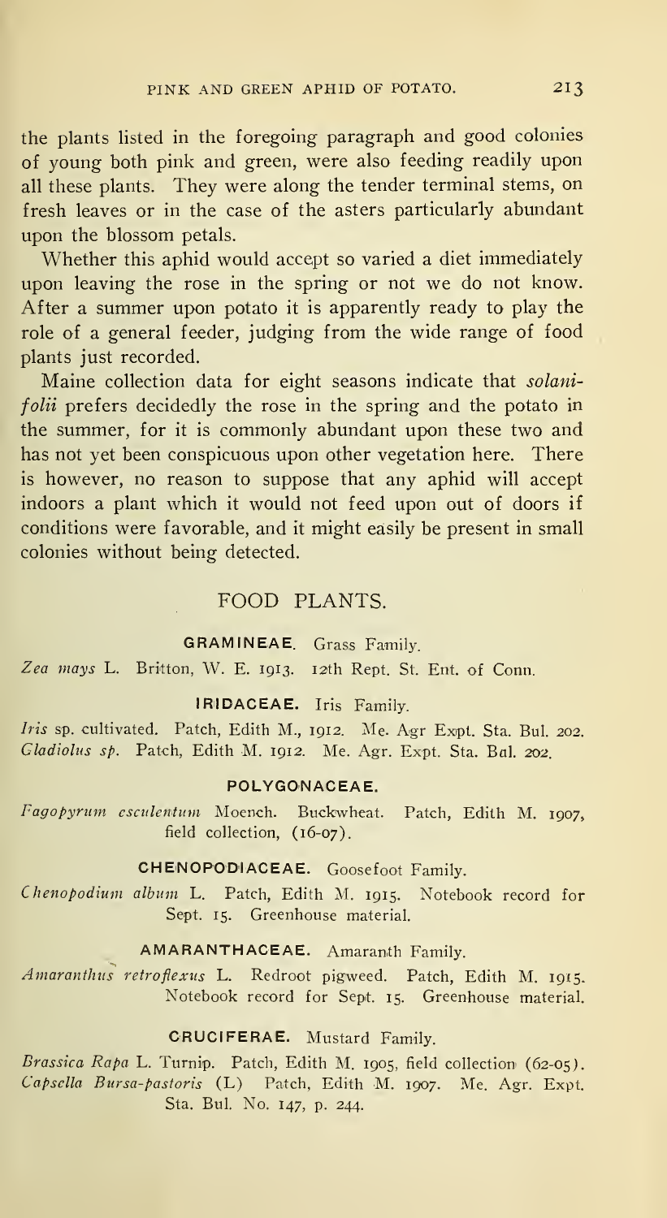the plants listed in the foregoing paragraph and good colonies of young both pink and green, were also feeding readily upon all these plants. They were along the tender terminal stems, on fresh leaves or in the case of the asters particularly abundant upon the blossom petals.

Whether this aphid would accept so varied a diet immediately upon leaving the rose in the spring or not we do not know. After a summer upon potato it is apparently ready to play the role of a general feeder, judging from the wide range of food plants just recorded.

Maine collection data for eight seasons indicate that *solanifolii* prefers decidedly the rose in the spring and the potato in the summer, for it is commonly abundant upon these two and has not yet been conspicuous upon other vegetation here. There is however, no reason to suppose that any aphid will accept indoors a plant which it would not feed upon out of doors if conditions were favorable, and it might easily be present in small colonies without being detected.

## FOOD PLANTS.

### GRAMINEAE. Grass Family.

*Zea mays* L. Britton, W. E. 1913. 12th Rept. St. Ent. of Conn.

### IRIDACEAE. Iris Family.

*Iris* sp. cultivated. Patch, Edith M., 1912. Me. Agr Expt. Sta. Bul. 202.
*Gladiolus sp.* Patch, Edith M. 1912. Me. Agr. Expt. Sta. Bul. 202.

### POLYGONACEAE.

*Fagopyrum esculentum* Moench. Buckwheat. Patch, Edith M. 1907, field collection, (16-07).

### CHENOPODIACEAE. Goosefoot Family.

*Chenopodium album* L. Patch, Edith M. 1915. Notebook record for Sept. 15. Greenhouse material.

### AMARANTHACEAE. Amaranth Family.

*Amaranthus retroflexus* L. Redroot pigweed. Patch, Edith M. 1915. Notebook record for Sept. 15. Greenhouse material.

### CRUCIFERAE. Mustard Family.

*Brassica Rapa* L. Turnip. Patch, Edith M. 1905, field collection (62-05).
*Capsella Bursa-pastoris* (L) Patch, Edith M. 1907. Me. Agr. Expt. Sta. Bul. No. 147, p. 244.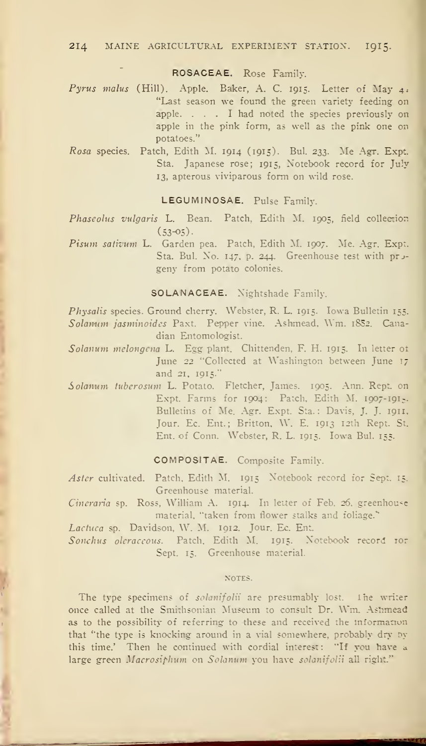### ROSACEAE. Rose Family.

*Pyrus malus* (Hill). Apple. Baker, A. C. 1915. Letter of May 4: "Last season we found the green variety feeding on apple. . . . I had noted the species previously on apple in the pink form, as well as the pink one on potatoes."

*Rosa* species. Patch, Edith M. 1914 (1915). Bul. 233. Me Agr. Expt. Sta. Japanese rose; 1915, Notebook record for July 13, apterous viviparous form on wild rose.

### LEGUMINOSAE. Pulse Family.

*Phaseolus vulgaris* L. Bean. Patch, Edith M. 1905, field collection (53-05).

*Pisum sativum* L. Garden pea. Patch, Edith M. 1907. Me. Agr. Expt. Sta. Bul. No. 147, p. 244. Greenhouse test with progeny from potato colonies.

### SOLANACEAE. Nightshade Family.

*Physalis* species. Ground cherry. Webster, R. L. 1915. Iowa Bulletin 155.

*Solanum jasminoides* Paxt. Pepper vine. Ashmead, Wm. 1882. Canadian Entomologist.

*Solanum melongena* L. Egg plant. Chittenden, F. H. 1915. In letter of June 22 "Collected at Washington between June 17 and 21, 1915."

*Solanum tuberosum* L. Potato. Fletcher, James. 1905. Ann. Rept. on Expt. Farms for 1904: Patch, Edith M. 1907-1915. Bulletins of Me. Agr. Expt. Sta.: Davis, J. J. 1911, Jour. Ec. Ent.; Britton, W. E. 1913 12th Rept. St. Ent. of Conn. Webster, R. L. 1915. Iowa Bul. 155.

### COMPOSITAE. Composite Family.

*Aster* cultivated. Patch, Edith M. 1915 Notebook record for Sept. 15. Greenhouse material.

*Cineraria* sp. Ross, William A. 1914. In letter of Feb. 26, greenhouse material, "taken from flower stalks and foliage."

*Lactuca* sp. Davidson, W. M. 1912. Jour. Ec. Ent.

*Sonchus oleraceous*. Patch, Edith M. 1915. Notebook record for Sept. 15. Greenhouse material.

#### NOTES.

The type specimens of *solanifolii* are presumably lost. The writer once called at the Smithsonian Museum to consult Dr. Wm. Ashmead as to the possibility of referring to these and received the information that "the type is knocking around in a vial somewhere, probably dry by this time.' Then he continued with cordial interest: "If you have a large green *Macrosiphum* on *Solanum* you have *solanifolii* all right."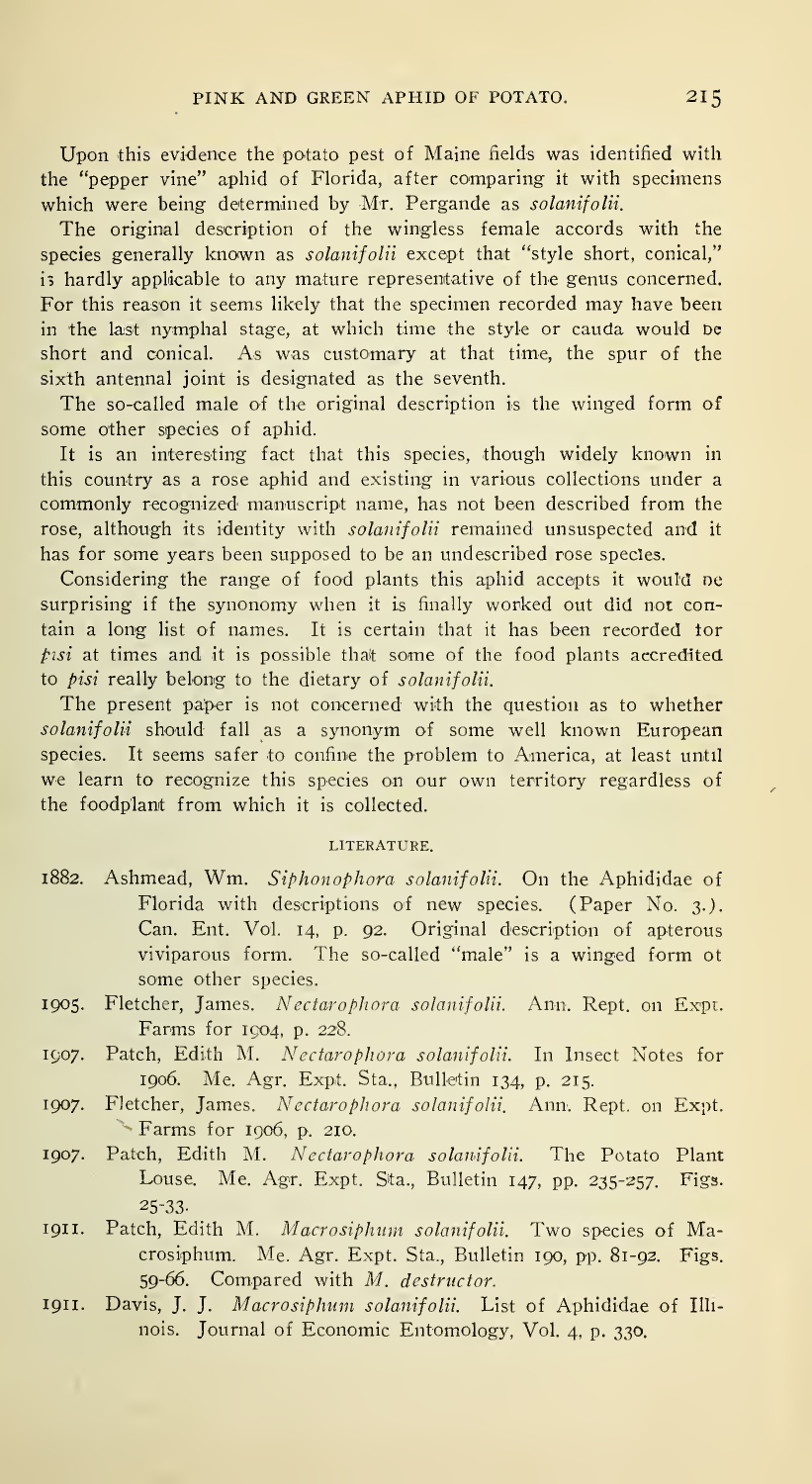Upon this evidence the potato pest of Maine fields was identified with the "pepper vine" aphid of Florida, after comparing it with specimens which were being determined by Mr. Pergande as *solanifolii*.

The original description of the wingless female accords with the species generally known as *solanifolii* except that "style short, conical," is hardly applicable to any mature representative of the genus concerned. For this reason it seems likely that the specimen recorded may have been in the last nymphal stage, at which time the style or cauda would be short and conical. As was customary at that time, the spur of the sixth antennal joint is designated as the seventh.

The so-called male of the original description is the winged form of some other species of aphid.

It is an interesting fact that this species, though widely known in this country as a rose aphid and existing in various collections under a commonly recognized manuscript name, has not been described from the rose, although its identity with *solanifolii* remained unsuspected and it has for some years been supposed to be an undescribed rose species.

Considering the range of food plants this aphid accepts it would be surprising if the synonomy when it is finally worked out did not contain a long list of names. It is certain that it has been recorded for *pisi* at times and it is possible that some of the food plants accredited to *pisi* really belong to the dietary of *solanifolii*.

The present paper is not concerned with the question as to whether *solanifolii* should fall as a synonym of some well known European species. It seems safer to confine the problem to America, at least until we learn to recognize this species on our own territory regardless of the foodplant from which it is collected.

### LITERATURE.

1882. Ashmead, Wm. *Siphonophora solanifolii*. On the Aphididae of Florida with descriptions of new species. (Paper No. 3.). Can. Ent. Vol. 14, p. 92. Original description of apterous viviparous form. The so-called "male" is a winged form of some other species.

1905. Fletcher, James. *Nectarophora solanifolii*. Ann. Rept. on Expt. Farms for 1904, p. 228.

1907. Patch, Edith M. *Nectarophora solanifolii*. In Insect Notes for 1906. Me. Agr. Expt. Sta., Bulletin 134, p. 215.

1907. Fletcher, James. *Nectarophora solanifolii*. Ann. Rept. on Expt. Farms for 1906, p. 210.

1907. Patch, Edith M. *Nectarophora solanifolii*. The Potato Plant Louse. Me. Agr. Expt. Sta., Bulletin 147, pp. 235-257. Figs. 25-33.

1911. Patch, Edith M. *Macrosiphum solanifolii*. Two species of Macrosiphum. Me. Agr. Expt. Sta., Bulletin 190, pp. 81-92. Figs. 59-66. Compared with *M. destructor*.

1911. Davis, J. J. *Macrosiphum solanifolii*. List of Aphididae of Illinois. Journal of Economic Entomology, Vol. 4, p. 330.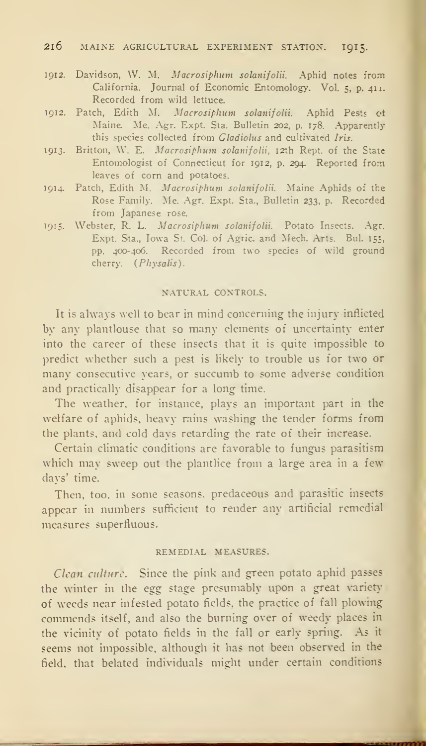1912. Davidson, W. M. *Macrosiphum solanifolii.* Aphid notes from California. Journal of Economic Entomology. Vol. 5, p. 411. Recorded from wild lettuce.

1912. Patch, Edith M. *Macrosiphum solanifolii.* Aphid Pests of Maine. Me. Agr. Expt. Sta. Bulletin 202, p. 178. Apparently this species collected from *Gladiolus* and cultivated *Iris.*

1913. Britton, W. E. *Macrosiphum solanifolii,* 12th Rept. of the State Entomologist of Connecticut for 1912, p. 294. Reported from leaves of corn and potatoes.

1914. Patch, Edith M. *Macrosiphum solanifolii.* Maine Aphids of the Rose Family. Me. Agr. Expt. Sta., Bulletin 233, p. Recorded from Japanese rose.

1915. Webster, R. L. *Macrosiphum solanifolii.* Potato Insects. Agr. Expt. Sta., Iowa St. Col. of Agric. and Mech. Arts. Bul. 155, pp. 400-406. Recorded from two species of wild ground cherry. (*Physalis*).

## NATURAL CONTROLS.

It is always well to bear in mind concerning the injury inflicted by any plantlouse that so many elements of uncertainty enter into the career of these insects that it is quite impossible to predict whether such a pest is likely to trouble us for two or many consecutive years, or succumb to some adverse condition and practically disappear for a long time.

The weather, for instance, plays an important part in the welfare of aphids, heavy rains washing the tender forms from the plants, and cold days retarding the rate of their increase.

Certain climatic conditions are favorable to fungus parasitism which may sweep out the plantlice from a large area in a few days' time.

Then, too, in some seasons, predaceous and parasitic insects appear in numbers sufficient to render any artificial remedial measures superfluous.

## REMEDIAL MEASURES.

*Clean culture.* Since the pink and green potato aphid passes the winter in the egg stage presumably upon a great variety of weeds near infested potato fields, the practice of fall plowing commends itself, and also the burning over of weedy places in the vicinity of potato fields in the fall or early spring. As it seems not impossible, although it has not been observed in the field, that belated individuals might under certain conditions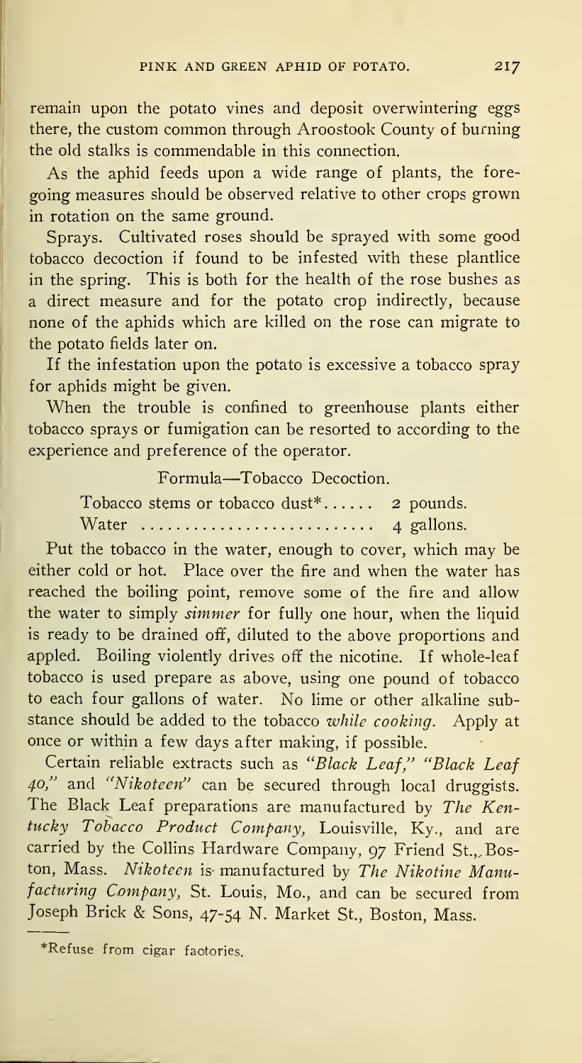remain upon the potato vines and deposit overwintering eggs there, the custom common through Aroostook County of burning the old stalks is commendable in this connection.

As the aphid feeds upon a wide range of plants, the foregoing measures should be observed relative to other crops grown in rotation on the same ground.

Sprays. Cultivated roses should be sprayed with some good tobacco decoction if found to be infested with these plantlice in the spring. This is both for the health of the rose bushes as a direct measure and for the potato crop indirectly, because none of the aphids which are killed on the rose can migrate to the potato fields later on.

If the infestation upon the potato is excessive a tobacco spray for aphids might be given.

When the trouble is confined to greenhouse plants either tobacco sprays or fumigation can be resorted to according to the experience and preference of the operator.

Formula—Tobacco Decoction.

Tobacco stems or tobacco dust* ...... 2 pounds.
Water ............................ 4 gallons.

Put the tobacco in the water, enough to cover, which may be either cold or hot. Place over the fire and when the water has reached the boiling point, remove some of the fire and allow the water to simply *simmer* for fully one hour, when the liquid is ready to be drained off, diluted to the above proportions and appled. Boiling violently drives off the nicotine. If whole-leaf tobacco is used prepare as above, using one pound of tobacco to each four gallons of water. No lime or other alkaline substance should be added to the tobacco *while cooking*. Apply at once or within a few days after making, if possible.

Certain reliable extracts such as *"Black Leaf," "Black Leaf 40,"* and *"Nikoteen"* can be secured through local druggists. The Black Leaf preparations are manufactured by *The Kentucky Tobacco Product Company*, Louisville, Ky., and are carried by the Collins Hardware Company, 97 Friend St., Boston, Mass. *Nikoteen* is manufactured by *The Nikotine Manufacturing Company*, St. Louis, Mo., and can be secured from Joseph Brick & Sons, 47-54 N. Market St., Boston, Mass.

*Refuse from cigar factories.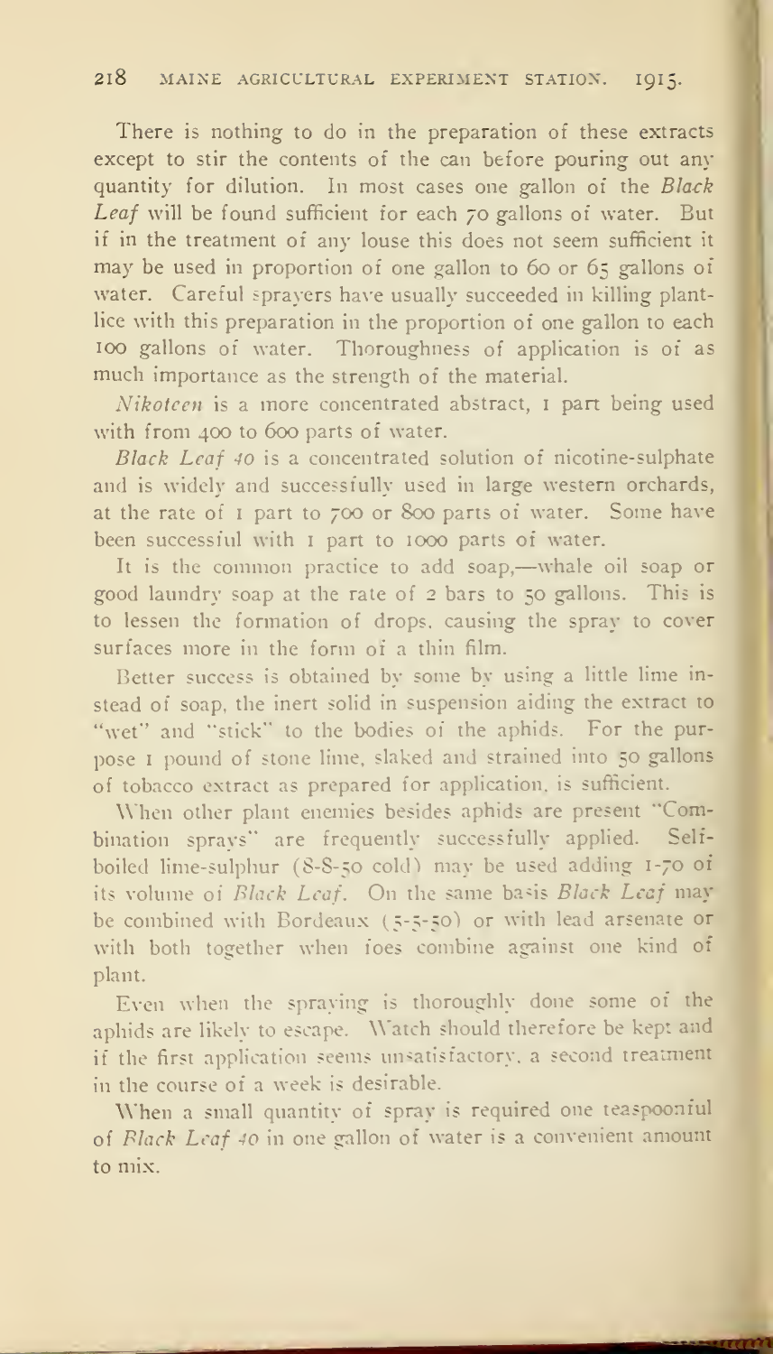There is nothing to do in the preparation of these extracts except to stir the contents of the can before pouring out any quantity for dilution. In most cases one gallon of the *Black Leaf* will be found sufficient for each 70 gallons of water. But if in the treatment of any louse this does not seem sufficient it may be used in proportion of one gallon to 60 or 65 gallons of water. Careful sprayers have usually succeeded in killing plant-lice with this preparation in the proportion of one gallon to each 100 gallons of water. Thoroughness of application is of as much importance as the strength of the material.

*Nikoteen* is a more concentrated abstract, 1 part being used with from 400 to 600 parts of water.

*Black Leaf 40* is a concentrated solution of nicotine-sulphate and is widely and successfully used in large western orchards, at the rate of 1 part to 700 or 800 parts of water. Some have been successful with 1 part to 1000 parts of water.

It is the common practice to add soap,—whale oil soap or good laundry soap at the rate of 2 bars to 50 gallons. This is to lessen the formation of drops, causing the spray to cover surfaces more in the form of a thin film.

Better success is obtained by some by using a little lime instead of soap, the inert solid in suspension aiding the extract to "wet" and "stick" to the bodies of the aphids. For the purpose 1 pound of stone lime, slaked and strained into 50 gallons of tobacco extract as prepared for application, is sufficient.

When other plant enemies besides aphids are present "Combination sprays" are frequently successfully applied. Self-boiled lime-sulphur (8-8-50 cold) may be used adding 1-70 of its volume of *Black Leaf*. On the same basis *Black Leaf* may be combined with Bordeaux (5-5-50) or with lead arsenate or with both together when foes combine against one kind of plant.

Even when the spraying is thoroughly done some of the aphids are likely to escape. Watch should therefore be kept and if the first application seems unsatisfactory, a second treatment in the course of a week is desirable.

When a small quantity of spray is required one teaspoonful of *Black Leaf 40* in one gallon of water is a convenient amount to mix.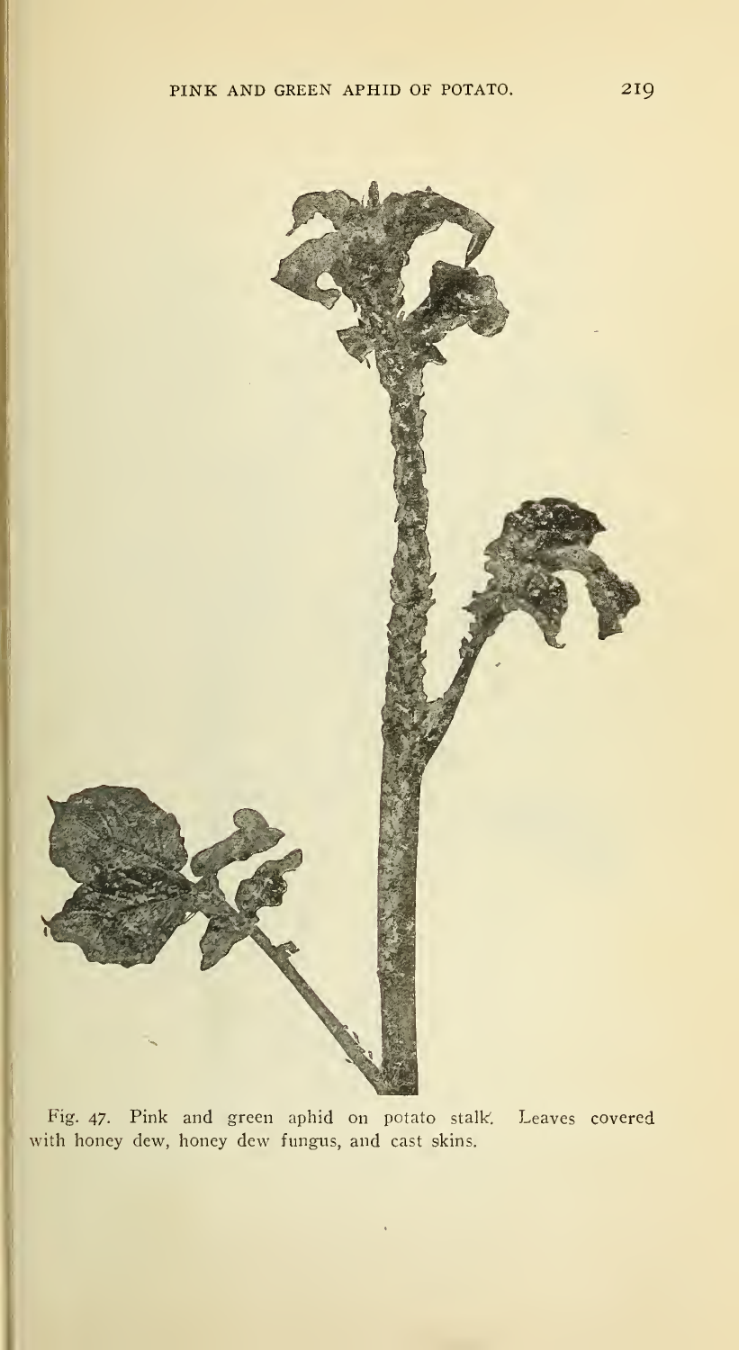Fig. 47. Pink and green aphid on potato stalk. Leaves covered with honey dew, honey dew fungus, and cast skins.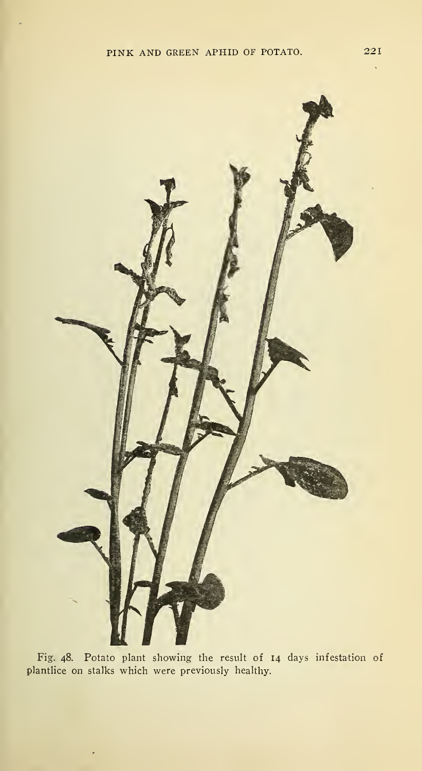Fig. 48. Potato plant showing the result of 14 days infestation of plantlice on stalks which were previously healthy.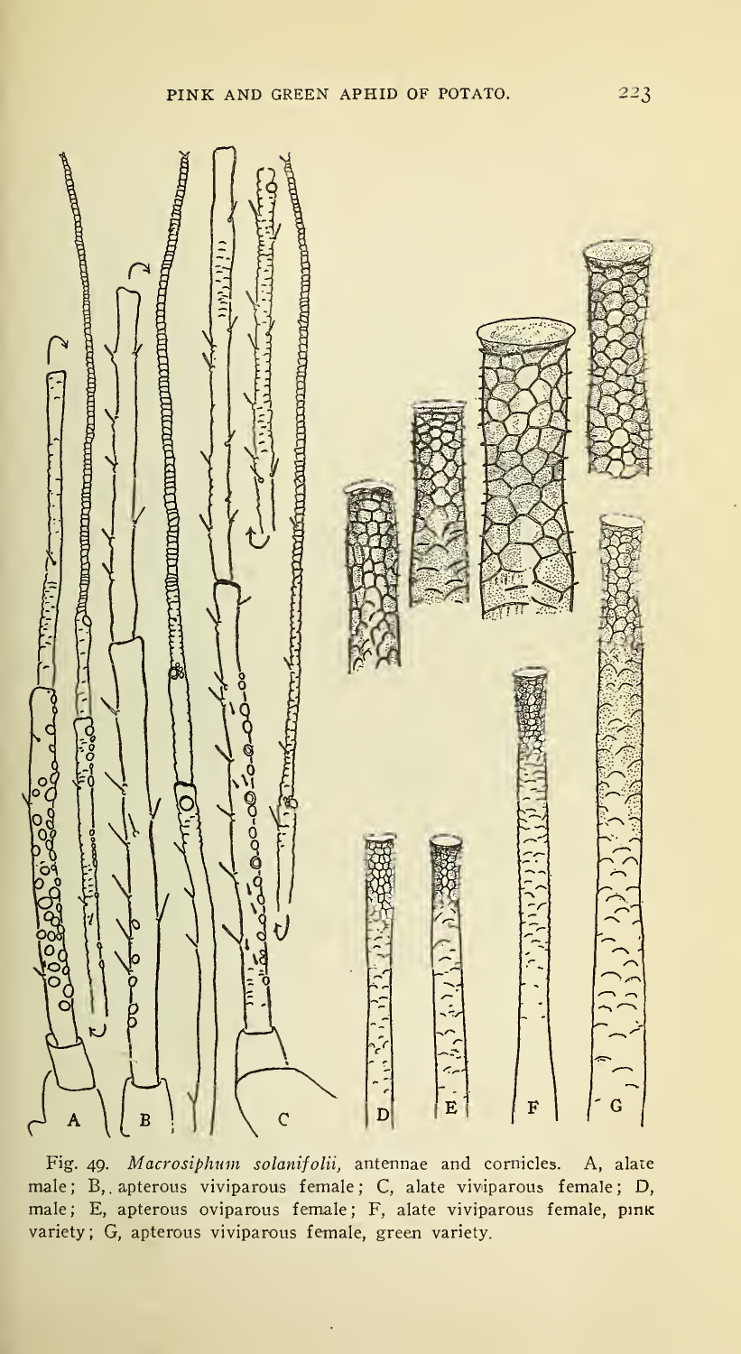Fig. 49. *Macrosiphum solanifolii,* antennae and cornicles. A, alate male; B, apterous viviparous female; C, alate viviparous female; D, male; E, apterous oviparous female; F, alate viviparous female, pink variety; G, apterous viviparous female, green variety.